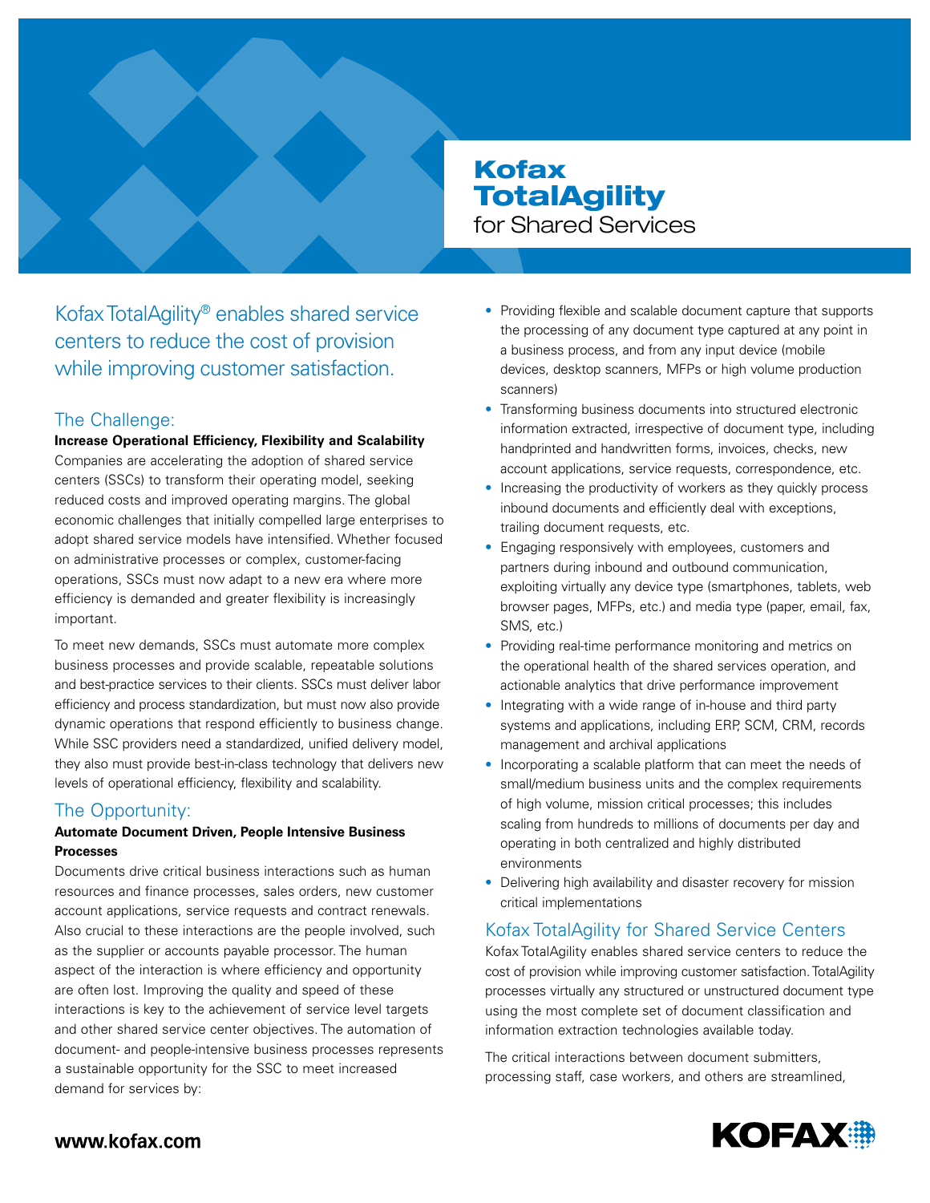# Kofax TotalAgility for Shared Services

Kofax TotalAgility® enables shared service centers to reduce the cost of provision while improving customer satisfaction.

## The Challenge:

**Increase Operational Efficiency, Flexibility and Scalability**

Companies are accelerating the adoption of shared service centers (SSCs) to transform their operating model, seeking reduced costs and improved operating margins. The global economic challenges that initially compelled large enterprises to adopt shared service models have intensified. Whether focused on administrative processes or complex, customer-facing operations, SSCs must now adapt to a new era where more efficiency is demanded and greater flexibility is increasingly important.

To meet new demands, SSCs must automate more complex business processes and provide scalable, repeatable solutions and best-practice services to their clients. SSCs must deliver labor efficiency and process standardization, but must now also provide dynamic operations that respond efficiently to business change. While SSC providers need a standardized, unified delivery model, they also must provide best-in-class technology that delivers new levels of operational efficiency, flexibility and scalability.

## The Opportunity:

**Automate Document Driven, People Intensive Business Processes**

Documents drive critical business interactions such as human resources and finance processes, sales orders, new customer account applications, service requests and contract renewals. Also crucial to these interactions are the people involved, such as the supplier or accounts payable processor. The human aspect of the interaction is where efficiency and opportunity are often lost. Improving the quality and speed of these interactions is key to the achievement of service level targets and other shared service center objectives. The automation of document- and people-intensive business processes represents a sustainable opportunity for the SSC to meet increased demand for services by:

- Providing flexible and scalable document capture that supports the processing of any document type captured at any point in a business process, and from any input device (mobile devices, desktop scanners, MFPs or high volume production scanners)
- Transforming business documents into structured electronic information extracted, irrespective of document type, including handprinted and handwritten forms, invoices, checks, new account applications, service requests, correspondence, etc.
- Increasing the productivity of workers as they quickly process inbound documents and efficiently deal with exceptions, trailing document requests, etc.
- Engaging responsively with employees, customers and partners during inbound and outbound communication, exploiting virtually any device type (smartphones, tablets, web browser pages, MFPs, etc.) and media type (paper, email, fax, SMS, etc.)
- Providing real-time performance monitoring and metrics on the operational health of the shared services operation, and actionable analytics that drive performance improvement
- Integrating with a wide range of in-house and third party systems and applications, including ERP, SCM, CRM, records management and archival applications
- Incorporating a scalable platform that can meet the needs of small/medium business units and the complex requirements of high volume, mission critical processes; this includes scaling from hundreds to millions of documents per day and operating in both centralized and highly distributed environments
- Delivering high availability and disaster recovery for mission critical implementations

## Kofax TotalAgility for Shared Service Centers

Kofax TotalAgility enables shared service centers to reduce the cost of provision while improving customer satisfaction. TotalAgility processes virtually any structured or unstructured document type using the most complete set of document classification and information extraction technologies available today.

The critical interactions between document submitters, processing staff, case workers, and others are streamlined,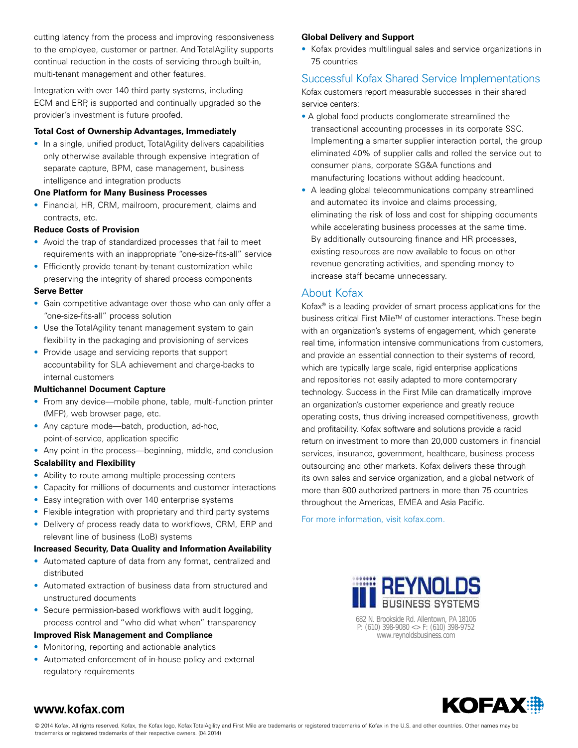cutting latency from the process and improving responsiveness to the employee, customer or partner. And TotalAgility supports continual reduction in the costs of servicing through built-in, multi-tenant management and other features.

Integration with over 140 third party systems, including ECM and ERP, is supported and continually upgraded so the provider's investment is future proofed.

**Total Cost of Ownership Advantages, Immediately**

- In a single, unified product, TotalAgility delivers capabilities only otherwise available through expensive integration of separate capture, BPM, case management, business intelligence and integration products

**One Platform for Many Business Processes**

- Financial, HR, CRM, mailroom, procurement, claims and contracts, etc.

**Reduce Costs of Provision**

- Avoid the trap of standardized processes that fail to meet requirements with an inappropriate "one-size-fits-all" service
- Efficiently provide tenant-by-tenant customization while preserving the integrity of shared process components

**Serve Better**

- Gain competitive advantage over those who can only offer a "one-size-fits-all" process solution
- Use the TotalAgility tenant management system to gain flexibility in the packaging and provisioning of services
- Provide usage and servicing reports that support accountability for SLA achievement and charge-backs to internal customers

**Multichannel Document Capture**

- From any device—mobile phone, table, multi-function printer (MFP), web browser page, etc.
- Any capture mode—batch, production, ad-hoc, point-of-service, application specific
- Any point in the process—beginning, middle, and conclusion

**Scalability and Flexibility**

- Ability to route among multiple processing centers
- Capacity for millions of documents and customer interactions
- Easy integration with over 140 enterprise systems
- Flexible integration with proprietary and third party systems
- Delivery of process ready data to workflows, CRM, ERP and relevant line of business (LoB) systems

**Increased Security, Data Quality and Information Availability**

- Automated capture of data from any format, centralized and distributed
- Automated extraction of business data from structured and unstructured documents
- Secure permission-based workflows with audit logging, process control and "who did what when" transparency

**Improved Risk Management and Compliance**

- Monitoring, reporting and actionable analytics
- Automated enforcement of in-house policy and external regulatory requirements

**Global Delivery and Support**

- Kofax provides multilingual sales and service organizations in 75 countries

## Successful Kofax Shared Service Implementations

Kofax customers report measurable successes in their shared service centers:

- A global food products conglomerate streamlined the transactional accounting processes in its corporate SSC. Implementing a smarter supplier interaction portal, the group eliminated 40% of supplier calls and rolled the service out to consumer plans, corporate SG&A functions and manufacturing locations without adding headcount.
- A leading global telecommunications company streamlined and automated its invoice and claims processing, eliminating the risk of loss and cost for shipping documents while accelerating business processes at the same time. By additionally outsourcing finance and HR processes, existing resources are now available to focus on other revenue generating activities, and spending money to increase staff became unnecessary.

## About Kofax

Kofax® is a leading provider of smart process applications for the business critical First Mile™ of customer interactions. These begin with an organization's systems of engagement, which generate real time, information intensive communications from customers, and provide an essential connection to their systems of record, which are typically large scale, rigid enterprise applications and repositories not easily adapted to more contemporary technology. Success in the First Mile can dramatically improve an organization's customer experience and greatly reduce operating costs, thus driving increased competitiveness, growth and profitability. Kofax software and solutions provide a rapid return on investment to more than 20,000 customers in financial services, insurance, government, healthcare, business process outsourcing and other markets. Kofax delivers these through its own sales and service organization, and a global network of more than 800 authorized partners in more than 75 countries throughout the Americas, EMEA and Asia Pacific.

For more information, visit kofax.com.

REYNOLDS BUSINESS SYSTEMS
682 N. Brookside Rd. Allentown, PA 18106
P: (610) 398-9080 <> F: (610) 398-9752
www.reynoldsbusiness.com

**www.kofax.com**

KOFAX

© 2014 Kofax. All rights reserved. Kofax, the Kofax logo, Kofax TotalAgility and First Mile are trademarks or registered trademarks of Kofax in the U.S. and other countries. Other names may be trademarks or registered trademarks of their respective owners. (04.2014)